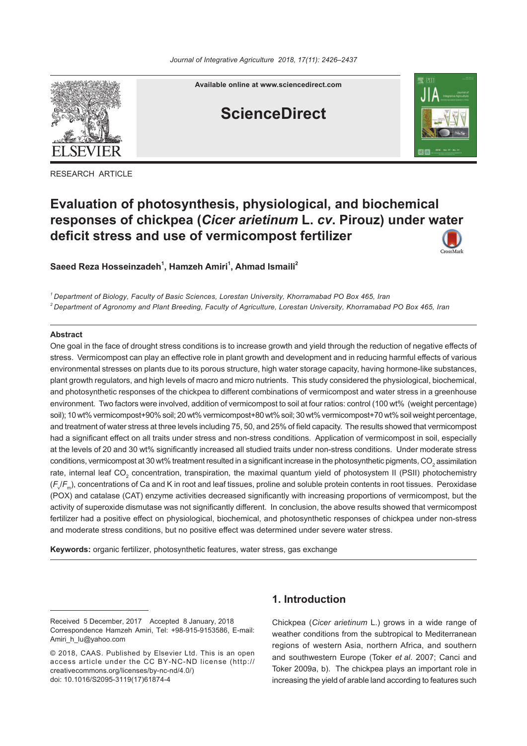RESEARCH ARTICLE

# Evaluation of photosynthesis, physiological, and biochemical responses of chickpea (*Cicer arietinum* L. *cv*. Pirouz) under water deficit stress and use of vermicompost fertilizer

**Saeed Reza Hosseinzadeh[1], Hamzeh Amiri[1], Ahmad Ismaili[2]**

[1] *Department of Biology, Faculty of Basic Sciences, Lorestan University, Khorramabad PO Box 465, Iran*

[2] *Department of Agronomy and Plant Breeding, Faculty of Agriculture, Lorestan University, Khorramabad PO Box 465, Iran*

## Abstract

One goal in the face of drought stress conditions is to increase growth and yield through the reduction of negative effects of stress. Vermicompost can play an effective role in plant growth and development and in reducing harmful effects of various environmental stresses on plants due to its porous structure, high water storage capacity, having hormone-like substances, plant growth regulators, and high levels of macro and micro nutrients. This study considered the physiological, biochemical, and photosynthetic responses of the chickpea to different combinations of vermicompost and water stress in a greenhouse environment. Two factors were involved, addition of vermicompost to soil at four ratios: control (100 wt% (weight percentage) soil); 10 wt% vermicompost+90% soil; 20 wt% vermicompost+80 wt% soil; 30 wt% vermicompost+70 wt% soil weight percentage, and treatment of water stress at three levels including 75, 50, and 25% of field capacity. The results showed that vermicompost had a significant effect on all traits under stress and non-stress conditions. Application of vermicompost in soil, especially at the levels of 20 and 30 wt% significantly increased all studied traits under non-stress conditions. Under moderate stress conditions, vermicompost at 30 wt% treatment resulted in a significant increase in the photosynthetic pigments, $CO_2$ assimilation rate, internal leaf $CO_2$ concentration, transpiration, the maximal quantum yield of photosystem II (PSII) photochemistry ($F_v/F_m$), concentrations of Ca and K in root and leaf tissues, proline and soluble protein contents in root tissues. Peroxidase (POX) and catalase (CAT) enzyme activities decreased significantly with increasing proportions of vermicompost, but the activity of superoxide dismutase was not significantly different. In conclusion, the above results showed that vermicompost fertilizer had a positive effect on physiological, biochemical, and photosynthetic responses of chickpea under non-stress and moderate stress conditions, but no positive effect was determined under severe water stress.

**Keywords:** organic fertilizer, photosynthetic features, water stress, gas exchange

Received 5 December, 2017 Accepted 8 January, 2018
Correspondence Hamzeh Amiri, Tel: +98-915-9153586, E-mail: Amiri_h_lu@yahoo.com

© 2018, CAAS. Published by Elsevier Ltd. This is an open access article under the CC BY-NC-ND license (http://creativecommons.org/licenses/by-nc-nd/4.0/)
doi: 10.1016/S2095-3119(17)61874-4

## 1. Introduction

Chickpea (*Cicer arietinum* L.) grows in a wide range of weather conditions from the subtropical to Mediterranean regions of western Asia, northern Africa, and southern and southwestern Europe (Toker *et al*. 2007; Canci and Toker 2009a, b). The chickpea plays an important role in increasing the yield of arable land according to features such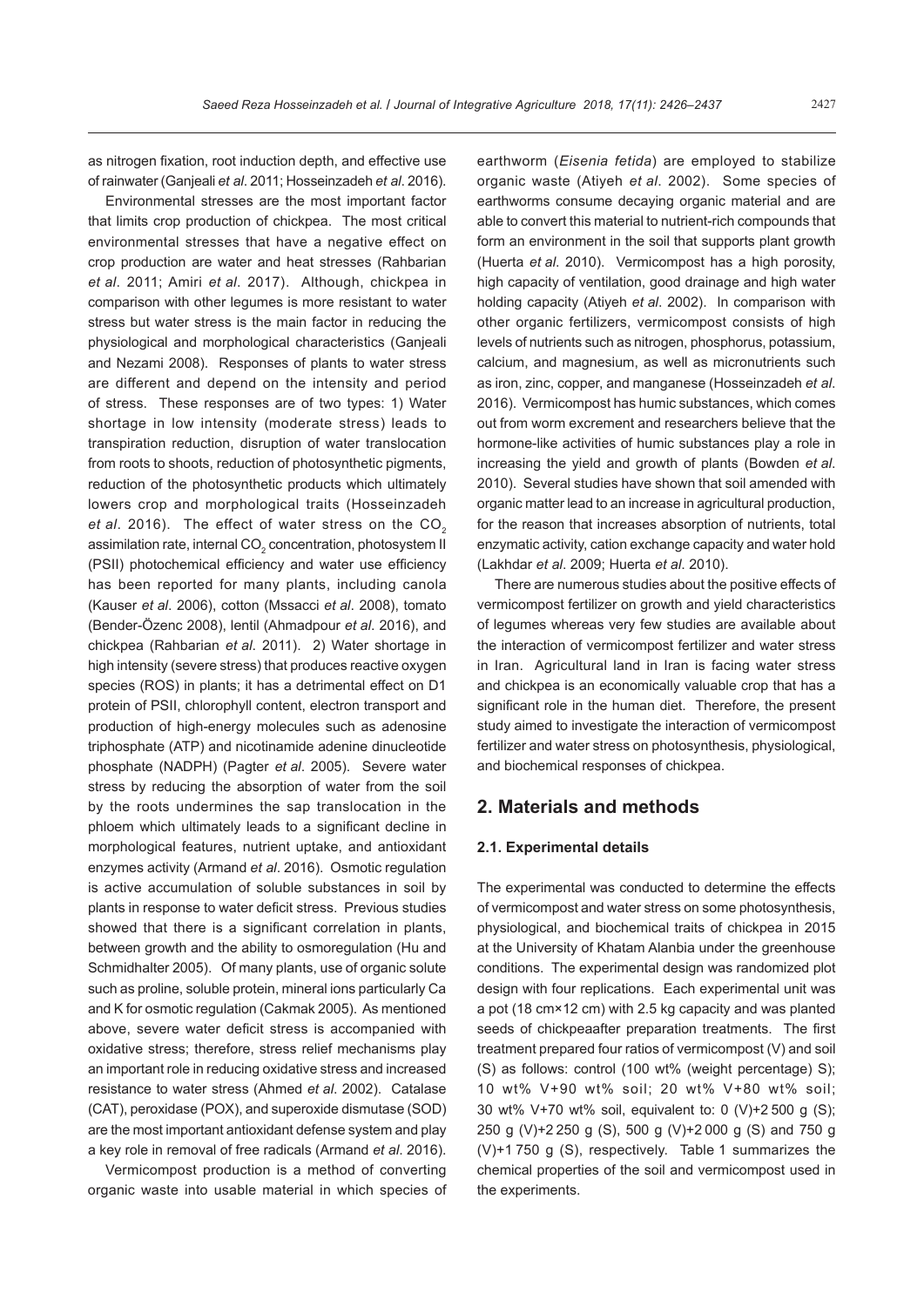as nitrogen fixation, root induction depth, and effective use of rainwater (Ganjeali *et al*. 2011; Hosseinzadeh *et al*. 2016).

Environmental stresses are the most important factor that limits crop production of chickpea. The most critical environmental stresses that have a negative effect on crop production are water and heat stresses (Rahbarian *et al*. 2011; Amiri *et al*. 2017). Although, chickpea in comparison with other legumes is more resistant to water stress but water stress is the main factor in reducing the physiological and morphological characteristics (Ganjeali and Nezami 2008). Responses of plants to water stress are different and depend on the intensity and period of stress. These responses are of two types: 1) Water shortage in low intensity (moderate stress) leads to transpiration reduction, disruption of water translocation from roots to shoots, reduction of photosynthetic pigments, reduction of the photosynthetic products which ultimately lowers crop and morphological traits (Hosseinzadeh *et al*. 2016). The effect of water stress on the $CO_2$ assimilation rate, internal $CO_2$ concentration, photosystem II (PSII) photochemical efficiency and water use efficiency has been reported for many plants, including canola (Kauser *et al*. 2006), cotton (Mssacci *et al*. 2008), tomato (Bender-Özenc 2008), lentil (Ahmadpour *et al*. 2016), and chickpea (Rahbarian *et al*. 2011). 2) Water shortage in high intensity (severe stress) that produces reactive oxygen species (ROS) in plants; it has a detrimental effect on D1 protein of PSII, chlorophyll content, electron transport and production of high-energy molecules such as adenosine triphosphate (ATP) and nicotinamide adenine dinucleotide phosphate (NADPH) (Pagter *et al*. 2005). Severe water stress by reducing the absorption of water from the soil by the roots undermines the sap translocation in the phloem which ultimately leads to a significant decline in morphological features, nutrient uptake, and antioxidant enzymes activity (Armand *et al*. 2016). Osmotic regulation is active accumulation of soluble substances in soil by plants in response to water deficit stress. Previous studies showed that there is a significant correlation in plants, between growth and the ability to osmoregulation (Hu and Schmidhalter 2005). Of many plants, use of organic solute such as proline, soluble protein, mineral ions particularly Ca and K for osmotic regulation (Cakmak 2005). As mentioned above, severe water deficit stress is accompanied with oxidative stress; therefore, stress relief mechanisms play an important role in reducing oxidative stress and increased resistance to water stress (Ahmed *et al*. 2002). Catalase (CAT), peroxidase (POX), and superoxide dismutase (SOD) are the most important antioxidant defense system and play a key role in removal of free radicals (Armand *et al*. 2016).

Vermicompost production is a method of converting organic waste into usable material in which species of earthworm (*Eisenia fetida*) are employed to stabilize organic waste (Atiyeh *et al*. 2002). Some species of earthworms consume decaying organic material and are able to convert this material to nutrient-rich compounds that form an environment in the soil that supports plant growth (Huerta *et al*. 2010). Vermicompost has a high porosity, high capacity of ventilation, good drainage and high water holding capacity (Atiyeh *et al*. 2002). In comparison with other organic fertilizers, vermicompost consists of high levels of nutrients such as nitrogen, phosphorus, potassium, calcium, and magnesium, as well as micronutrients such as iron, zinc, copper, and manganese (Hosseinzadeh *et al*. 2016). Vermicompost has humic substances, which comes out from worm excrement and researchers believe that the hormone-like activities of humic substances play a role in increasing the yield and growth of plants (Bowden *et al*. 2010). Several studies have shown that soil amended with organic matter lead to an increase in agricultural production, for the reason that increases absorption of nutrients, total enzymatic activity, cation exchange capacity and water hold (Lakhdar *et al*. 2009; Huerta *et al*. 2010).

There are numerous studies about the positive effects of vermicompost fertilizer on growth and yield characteristics of legumes whereas very few studies are available about the interaction of vermicompost fertilizer and water stress in Iran. Agricultural land in Iran is facing water stress and chickpea is an economically valuable crop that has a significant role in the human diet. Therefore, the present study aimed to investigate the interaction of vermicompost fertilizer and water stress on photosynthesis, physiological, and biochemical responses of chickpea.

## 2. Materials and methods

### 2.1. Experimental details

The experimental was conducted to determine the effects of vermicompost and water stress on some photosynthesis, physiological, and biochemical traits of chickpea in 2015 at the University of Khatam Alanbia under the greenhouse conditions. The experimental design was randomized plot design with four replications. Each experimental unit was a pot (18 cm×12 cm) with 2.5 kg capacity and was planted seeds of chickpeaafter preparation treatments. The first treatment prepared four ratios of vermicompost (V) and soil (S) as follows: control (100 wt% (weight percentage) S); 10 wt% V+90 wt% soil; 20 wt% V+80 wt% soil; 30 wt% V+70 wt% soil, equivalent to: 0 (V)+2 500 g (S); 250 g (V)+2 250 g (S), 500 g (V)+2 000 g (S) and 750 g (V)+1 750 g (S), respectively. Table 1 summarizes the chemical properties of the soil and vermicompost used in the experiments.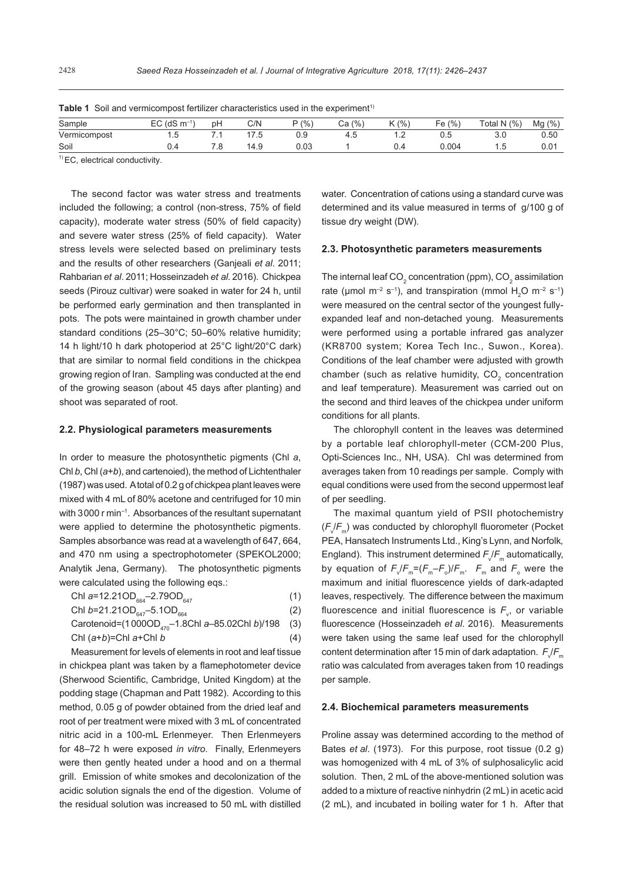**Table 1** Soil and vermicompost fertilizer characteristics used in the experiment[1)]

| Sample | EC (dS $m^{-1}$) | pH | C/N | P (%) | Ca (%) | K (%) | Fe (%) | Total N (%) | Mg (%) |
|---|---|---|---|---|---|---|---|---|---|
| Vermicompost | 1.5 | 7.1 | 17.5 | 0.9 | 4.5 | 1.2 | 0.5 | 3.0 | 0.50 |
| Soil | 0.4 | 7.8 | 14.9 | 0.03 | 1 | 0.4 | 0.004 | 1.5 | 0.01 |

[1)] EC, electrical conductivity.

The second factor was water stress and treatments included the following; a control (non-stress, 75% of field capacity), moderate water stress (50% of field capacity) and severe water stress (25% of field capacity). Water stress levels were selected based on preliminary tests and the results of other researchers (Ganjeali *et al*. 2011; Rahbarian *et al*. 2011; Hosseinzadeh *et al*. 2016). Chickpea seeds (Pirouz cultivar) were soaked in water for 24 h, until be performed early germination and then transplanted in pots. The pots were maintained in growth chamber under standard conditions (25–30°C; 50–60% relative humidity; 14 h light/10 h dark photoperiod at 25°C light/20°C dark) that are similar to normal field conditions in the chickpea growing region of Iran. Sampling was conducted at the end of the growing season (about 45 days after planting) and shoot was separated of root.

## 2.2. Physiological parameters measurements

In order to measure the photosynthetic pigments (Chl *a*, Chl *b*, Chl (*a*+*b*), and cartenoied), the method of Lichtenthaler (1987) was used. A total of 0.2 g of chickpea plant leaves were mixed with 4 mL of 80% acetone and centrifuged for 10 min with 3000 r $min^{-1}$. Absorbances of the resultant supernatant were applied to determine the photosynthetic pigments. Samples absorbance was read at a wavelength of 647, 664, and 470 nm using a spectrophotometer (SPEKOL2000; Analytik Jena, Germany). The photosynthetic pigments were calculated using the following eqs.:

$$\text{Chl } a=12.21OD_{664}-2.79OD_{647} \quad (1)$$

$$\text{Chl } b=21.21OD_{647}-5.1OD_{664} \quad (2)$$

$$\text{Carotenoid}=(1000OD_{470}-1.8\text{Chl } a-85.02\text{Chl } b)/198 \quad (3)$$

$$\text{Chl } (a+b)=\text{Chl } a+\text{Chl } b \quad (4)$$

Measurement for levels of elements in root and leaf tissue in chickpea plant was taken by a flamephotometer device (Sherwood Scientific, Cambridge, United Kingdom) at the podding stage (Chapman and Patt 1982). According to this method, 0.05 g of powder obtained from the dried leaf and root of per treatment were mixed with 3 mL of concentrated nitric acid in a 100-mL Erlenmeyer. Then Erlenmeyers for 48–72 h were exposed *in vitro*. Finally, Erlenmeyers were then gently heated under a hood and on a thermal grill. Emission of white smokes and decolonization of the acidic solution signals the end of the digestion. Volume of the residual solution was increased to 50 mL with distilled water. Concentration of cations using a standard curve was determined and its value measured in terms of g/100 g of tissue dry weight (DW).

## 2.3. Photosynthetic parameters measurements

The internal leaf $CO_2$ concentration (ppm), $CO_2$ assimilation rate (μmol $m^{-2}$ $s^{-1}$), and transpiration (mmol $H_2O$ $m^{-2}$ $s^{-1}$) were measured on the central sector of the youngest fully-expanded leaf and non-detached young. Measurements were performed using a portable infrared gas analyzer (KR8700 system; Korea Tech Inc., Suwon., Korea). Conditions of the leaf chamber were adjusted with growth chamber (such as relative humidity, $CO_2$ concentration and leaf temperature). Measurement was carried out on the second and third leaves of the chickpea under uniform conditions for all plants.

The chlorophyll content in the leaves was determined by a portable leaf chlorophyll-meter (CCM-200 Plus, Opti-Sciences Inc., NH, USA). Chl was determined from averages taken from 10 readings per sample. Comply with equal conditions were used from the second uppermost leaf of per seedling.

The maximal quantum yield of PSII photochemistry ($F_v/F_m$) was conducted by chlorophyll fluorometer (Pocket PEA, Hansatech Instruments Ltd., King's Lynn, and Norfolk, England). This instrument determined $F_v/F_m$ automatically, by equation of $F_v/F_m=(F_m-F_o)/F_m$. $F_m$ and $F_o$ were the maximum and initial fluorescence yields of dark-adapted leaves, respectively. The difference between the maximum fluorescence and initial fluorescence is $F_v$, or variable fluorescence (Hosseinzadeh *et al*. 2016). Measurements were taken using the same leaf used for the chlorophyll content determination after 15 min of dark adaptation. $F_v/F_m$ ratio was calculated from averages taken from 10 readings per sample.

## 2.4. Biochemical parameters measurements

Proline assay was determined according to the method of Bates *et al*. (1973). For this purpose, root tissue (0.2 g) was homogenized with 4 mL of 3% of sulphosalicylic acid solution. Then, 2 mL of the above-mentioned solution was added to a mixture of reactive ninhydrin (2 mL) in acetic acid (2 mL), and incubated in boiling water for 1 h. After that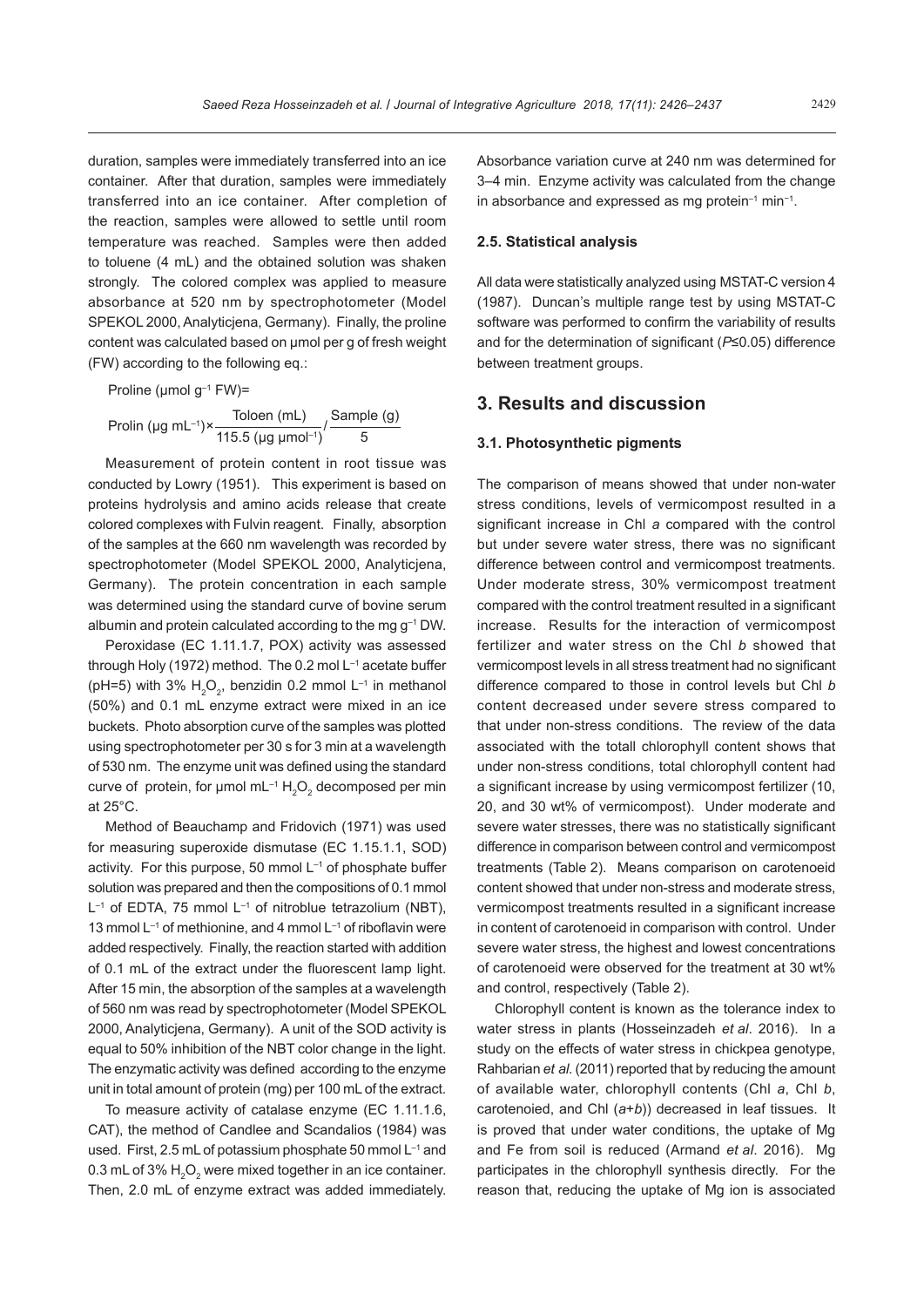duration, samples were immediately transferred into an ice container. After that duration, samples were immediately transferred into an ice container. After completion of the reaction, samples were allowed to settle until room temperature was reached. Samples were then added to toluene (4 mL) and the obtained solution was shaken strongly. The colored complex was applied to measure absorbance at 520 nm by spectrophotometer (Model SPEKOL 2000, Analyticjena, Germany). Finally, the proline content was calculated based on μmol per g of fresh weight (FW) according to the following eq.:

$$\text{Proline } (\mu\text{mol g}^{-1}\text{ FW})=$$

$$\text{Prolin } (\mu\text{g mL}^{-1})\times\frac{\text{Toloen (mL)}}{115.5\ (\mu\text{g }\mu\text{mol}^{-1})}/\frac{\text{Sample (g)}}{5}$$

Measurement of protein content in root tissue was conducted by Lowry (1951). This experiment is based on proteins hydrolysis and amino acids release that create colored complexes with Fulvin reagent. Finally, absorption of the samples at the 660 nm wavelength was recorded by spectrophotometer (Model SPEKOL 2000, Analyticjena, Germany). The protein concentration in each sample was determined using the standard curve of bovine serum albumin and protein calculated according to the mg $g^{-1}$ DW.

Peroxidase (EC 1.11.1.7, POX) activity was assessed through Holy (1972) method. The 0.2 mol $L^{-1}$ acetate buffer (pH=5) with 3% $H_2O_2$, benzidin 0.2 mmol $L^{-1}$ in methanol (50%) and 0.1 mL enzyme extract were mixed in an ice buckets. Photo absorption curve of the samples was plotted using spectrophotometer per 30 s for 3 min at a wavelength of 530 nm. The enzyme unit was defined using the standard curve of protein, for μmol $mL^{-1}$ $H_2O_2$ decomposed per min at 25°C.

Method of Beauchamp and Fridovich (1971) was used for measuring superoxide dismutase (EC 1.15.1.1, SOD) activity. For this purpose, 50 mmol $L^{-1}$ of phosphate buffer solution was prepared and then the compositions of 0.1 mmol $L^{-1}$ of EDTA, 75 mmol $L^{-1}$ of nitroblue tetrazolium (NBT), 13 mmol $L^{-1}$ of methionine, and 4 mmol $L^{-1}$ of riboflavin were added respectively. Finally, the reaction started with addition of 0.1 mL of the extract under the fluorescent lamp light. After 15 min, the absorption of the samples at a wavelength of 560 nm was read by spectrophotometer (Model SPEKOL 2000, Analyticjena, Germany). A unit of the SOD activity is equal to 50% inhibition of the NBT color change in the light. The enzymatic activity was defined according to the enzyme unit in total amount of protein (mg) per 100 mL of the extract.

To measure activity of catalase enzyme (EC 1.11.1.6, CAT), the method of Candlee and Scandalios (1984) was used. First, 2.5 mL of potassium phosphate 50 mmol $L^{-1}$ and 0.3 mL of 3% $H_2O_2$ were mixed together in an ice container. Then, 2.0 mL of enzyme extract was added immediately. Absorbance variation curve at 240 nm was determined for 3–4 min. Enzyme activity was calculated from the change in absorbance and expressed as mg protein$^{-1}$ min$^{-1}$.

### 2.5. Statistical analysis

All data were statistically analyzed using MSTAT-C version 4 (1987). Duncan's multiple range test by using MSTAT-C software was performed to confirm the variability of results and for the determination of significant ($P\leq0.05$) difference between treatment groups.

## 3. Results and discussion

### 3.1. Photosynthetic pigments

The comparison of means showed that under non-water stress conditions, levels of vermicompost resulted in a significant increase in Chl *a* compared with the control but under severe water stress, there was no significant difference between control and vermicompost treatments. Under moderate stress, 30% vermicompost treatment compared with the control treatment resulted in a significant increase. Results for the interaction of vermicompost fertilizer and water stress on the Chl *b* showed that vermicompost levels in all stress treatment had no significant difference compared to those in control levels but Chl *b* content decreased under severe stress compared to that under non-stress conditions. The review of the data associated with the totall chlorophyll content shows that under non-stress conditions, total chlorophyll content had a significant increase by using vermicompost fertilizer (10, 20, and 30 wt% of vermicompost). Under moderate and severe water stresses, there was no statistically significant difference in comparison between control and vermicompost treatments (Table 2). Means comparison on carotenoeid content showed that under non-stress and moderate stress, vermicompost treatments resulted in a significant increase in content of carotenoeid in comparison with control. Under severe water stress, the highest and lowest concentrations of carotenoeid were observed for the treatment at 30 wt% and control, respectively (Table 2).

Chlorophyll content is known as the tolerance index to water stress in plants (Hosseinzadeh *et al*. 2016). In a study on the effects of water stress in chickpea genotype, Rahbarian *et al*. (2011) reported that by reducing the amount of available water, chlorophyll contents (Chl *a*, Chl *b*, carotenoied, and Chl (*a*+*b*)) decreased in leaf tissues. It is proved that under water conditions, the uptake of Mg and Fe from soil is reduced (Armand *et al*. 2016). Mg participates in the chlorophyll synthesis directly. For the reason that, reducing the uptake of Mg ion is associated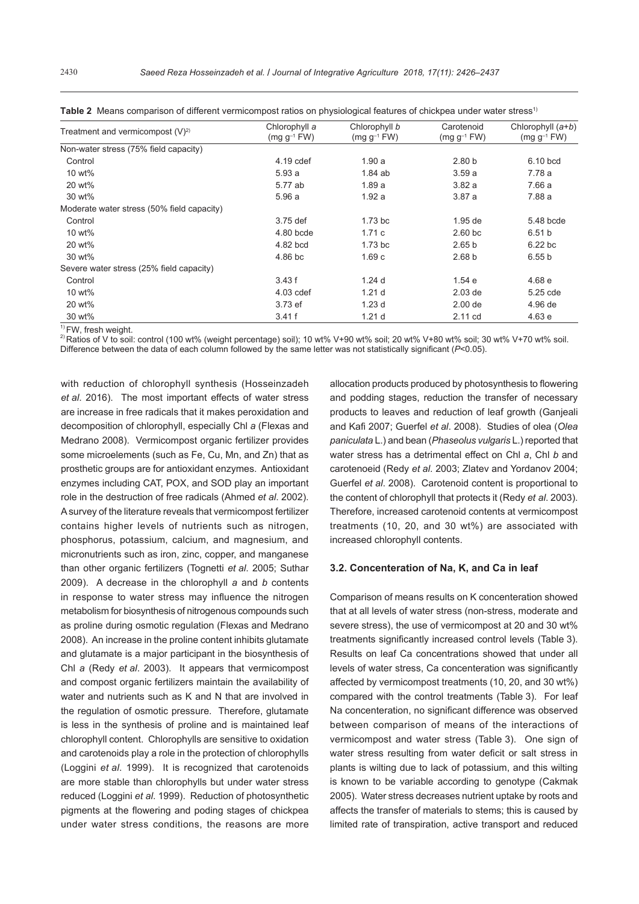**Table 2** Means comparison of different vermicompost ratios on physiological features of chickpea under water stress[1)]

| Treatment and vermicompost (V)[2)] | Chlorophyll *a* (mg $g^{-1}$ FW) | Chlorophyll *b* (mg $g^{-1}$ FW) | Carotenoid (mg $g^{-1}$ FW) | Chlorophyll (*a*+*b*) (mg $g^{-1}$ FW) |
|---|---|---|---|---|
| Non-water stress (75% field capacity) | | | | |
| Control | 4.19 cdef | 1.90 a | 2.80 b | 6.10 bcd |
| 10 wt% | 5.93 a | 1.84 ab | 3.59 a | 7.78 a |
| 20 wt% | 5.77 ab | 1.89 a | 3.82 a | 7.66 a |
| 30 wt% | 5.96 a | 1.92 a | 3.87 a | 7.88 a |
| Moderate water stress (50% field capacity) | | | | |
| Control | 3.75 def | 1.73 bc | 1.95 de | 5.48 bcde |
| 10 wt% | 4.80 bcde | 1.71 c | 2.60 bc | 6.51 b |
| 20 wt% | 4.82 bcd | 1.73 bc | 2.65 b | 6.22 bc |
| 30 wt% | 4.86 bc | 1.69 c | 2.68 b | 6.55 b |
| Severe water stress (25% field capacity) | | | | |
| Control | 3.43 f | 1.24 d | 1.54 e | 4.68 e |
| 10 wt% | 4.03 cdef | 1.21 d | 2.03 de | 5.25 cde |
| 20 wt% | 3.73 ef | 1.23 d | 2.00 de | 4.96 de |
| 30 wt% | 3.41 f | 1.21 d | 2.11 cd | 4.63 e |

[1)] FW, fresh weight.
[2)] Ratios of V to soil: control (100 wt% (weight percentage) soil); 10 wt% V+90 wt% soil; 20 wt% V+80 wt% soil; 30 wt% V+70 wt% soil.
Difference between the data of each column followed by the same letter was not statistically significant ($P$<0.05).

with reduction of chlorophyll synthesis (Hosseinzadeh *et al*. 2016). The most important effects of water stress are increase in free radicals that it makes peroxidation and decomposition of chlorophyll, especially Chl *a* (Flexas and Medrano 2008). Vermicompost organic fertilizer provides some microelements (such as Fe, Cu, Mn, and Zn) that as prosthetic groups are for antioxidant enzymes. Antioxidant enzymes including CAT, POX, and SOD play an important role in the destruction of free radicals (Ahmed *et al*. 2002). A survey of the literature reveals that vermicompost fertilizer contains higher levels of nutrients such as nitrogen, phosphorus, potassium, calcium, and magnesium, and micronutrients such as iron, zinc, copper, and manganese than other organic fertilizers (Tognetti *et al*. 2005; Suthar 2009). A decrease in the chlorophyll *a* and *b* contents in response to water stress may influence the nitrogen metabolism for biosynthesis of nitrogenous compounds such as proline during osmotic regulation (Flexas and Medrano 2008). An increase in the proline content inhibits glutamate and glutamate is a major participant in the biosynthesis of Chl *a* (Redy *et al*. 2003). It appears that vermicompost and compost organic fertilizers maintain the availability of water and nutrients such as K and N that are involved in the regulation of osmotic pressure. Therefore, glutamate is less in the synthesis of proline and is maintained leaf chlorophyll content. Chlorophylls are sensitive to oxidation and carotenoids play a role in the protection of chlorophylls (Loggini *et al*. 1999). It is recognized that carotenoids are more stable than chlorophylls but under water stress reduced (Loggini *et al*. 1999). Reduction of photosynthetic pigments at the flowering and poding stages of chickpea under water stress conditions, the reasons are more allocation products produced by photosynthesis to flowering and podding stages, reduction the transfer of necessary products to leaves and reduction of leaf growth (Ganjeali and Kafi 2007; Guerfel *et al*. 2008). Studies of olea (*Olea paniculata* L.) and bean (*Phaseolus vulgaris* L.) reported that water stress has a detrimental effect on Chl *a*, Chl *b* and carotenoeid (Redy *et al*. 2003; Zlatev and Yordanov 2004; Guerfel *et al*. 2008). Carotenoid content is proportional to the content of chlorophyll that protects it (Redy *et al*. 2003). Therefore, increased carotenoid contents at vermicompost treatments (10, 20, and 30 wt%) are associated with increased chlorophyll contents.

### 3.2. Concenteration of Na, K, and Ca in leaf

Comparison of means results on K concenteration showed that at all levels of water stress (non-stress, moderate and severe stress), the use of vermicompost at 20 and 30 wt% treatments significantly increased control levels (Table 3). Results on leaf Ca concentrations showed that under all levels of water stress, Ca concenteration was significantly affected by vermicompost treatments (10, 20, and 30 wt%) compared with the control treatments (Table 3). For leaf Na concenteration, no significant difference was observed between comparison of means of the interactions of vermicompost and water stress (Table 3). One sign of water stress resulting from water deficit or salt stress in plants is wilting due to lack of potassium, and this wilting is known to be variable according to genotype (Cakmak 2005). Water stress decreases nutrient uptake by roots and affects the transfer of materials to stems; this is caused by limited rate of transpiration, active transport and reduced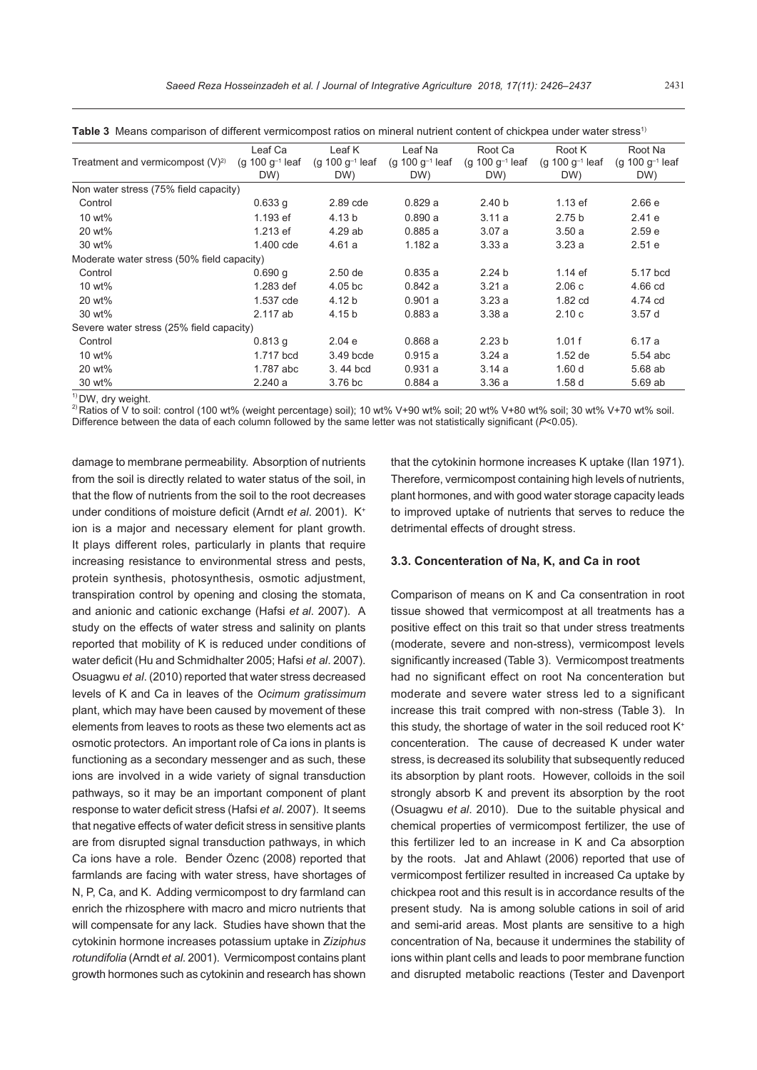**Table 3** Means comparison of different vermicompost ratios on mineral nutrient content of chickpea under water stress[1)]

| Treatment and vermicompost (V)[2)] | Leaf Ca (g 100 $g^{-1}$ leaf DW) | Leaf K (g 100 $g^{-1}$ leaf DW) | Leaf Na (g 100 $g^{-1}$ leaf DW) | Root Ca (g 100 $g^{-1}$ leaf DW) | Root K (g 100 $g^{-1}$ leaf DW) | Root Na (g 100 $g^{-1}$ leaf DW) |
|---|---|---|---|---|---|---|
| Non water stress (75% field capacity) | | | | | | |
| Control | 0.633 g | 2.89 cde | 0.829 a | 2.40 b | 1.13 ef | 2.66 e |
| 10 wt% | 1.193 ef | 4.13 b | 0.890 a | 3.11 a | 2.75 b | 2.41 e |
| 20 wt% | 1.213 ef | 4.29 ab | 0.885 a | 3.07 a | 3.50 a | 2.59 e |
| 30 wt% | 1.400 cde | 4.61 a | 1.182 a | 3.33 a | 3.23 a | 2.51 e |
| Moderate water stress (50% field capacity) | | | | | | |
| Control | 0.690 g | 2.50 de | 0.835 a | 2.24 b | 1.14 ef | 5.17 bcd |
| 10 wt% | 1.283 def | 4.05 bc | 0.842 a | 3.21 a | 2.06 c | 4.66 cd |
| 20 wt% | 1.537 cde | 4.12 b | 0.901 a | 3.23 a | 1.82 cd | 4.74 cd |
| 30 wt% | 2.117 ab | 4.15 b | 0.883 a | 3.38 a | 2.10 c | 3.57 d |
| Severe water stress (25% field capacity) | | | | | | |
| Control | 0.813 g | 2.04 e | 0.868 a | 2.23 b | 1.01 f | 6.17 a |
| 10 wt% | 1.717 bcd | 3.49 bcde | 0.915 a | 3.24 a | 1.52 de | 5.54 abc |
| 20 wt% | 1.787 abc | 3. 44 bcd | 0.931 a | 3.14 a | 1.60 d | 5.68 ab |
| 30 wt% | 2.240 a | 3.76 bc | 0.884 a | 3.36 a | 1.58 d | 5.69 ab |

[1)] DW, dry weight.
[2)] Ratios of V to soil: control (100 wt% (weight percentage) soil); 10 wt% V+90 wt% soil; 20 wt% V+80 wt% soil; 30 wt% V+70 wt% soil. Difference between the data of each column followed by the same letter was not statistically significant ($P<0.05$).

damage to membrane permeability. Absorption of nutrients from the soil is directly related to water status of the soil, in that the flow of nutrients from the soil to the root decreases under conditions of moisture deficit (Arndt *et al*. 2001). $K^+$ ion is a major and necessary element for plant growth. It plays different roles, particularly in plants that require increasing resistance to environmental stress and pests, protein synthesis, photosynthesis, osmotic adjustment, transpiration control by opening and closing the stomata, and anionic and cationic exchange (Hafsi *et al*. 2007). A study on the effects of water stress and salinity on plants reported that mobility of K is reduced under conditions of water deficit (Hu and Schmidhalter 2005; Hafsi *et al*. 2007). Osuagwu *et al*. (2010) reported that water stress decreased levels of K and Ca in leaves of the *Ocimum gratissimum* plant, which may have been caused by movement of these elements from leaves to roots as these two elements act as osmotic protectors. An important role of Ca ions in plants is functioning as a secondary messenger and as such, these ions are involved in a wide variety of signal transduction pathways, so it may be an important component of plant response to water deficit stress (Hafsi *et al*. 2007). It seems that negative effects of water deficit stress in sensitive plants are from disrupted signal transduction pathways, in which Ca ions have a role. Bender Özenc (2008) reported that farmlands are facing with water stress, have shortages of N, P, Ca, and K. Adding vermicompost to dry farmland can enrich the rhizosphere with macro and micro nutrients that will compensate for any lack. Studies have shown that the cytokinin hormone increases potassium uptake in *Ziziphus rotundifolia* (Arndt *et al*. 2001). Vermicompost contains plant growth hormones such as cytokinin and research has shown that the cytokinin hormone increases K uptake (Ilan 1971). Therefore, vermicompost containing high levels of nutrients, plant hormones, and with good water storage capacity leads to improved uptake of nutrients that serves to reduce the detrimental effects of drought stress.

### 3.3. Concenteration of Na, K, and Ca in root

Comparison of means on K and Ca consentration in root tissue showed that vermicompost at all treatments has a positive effect on this trait so that under stress treatments (moderate, severe and non-stress), vermicompost levels significantly increased (Table 3). Vermicompost treatments had no significant effect on root Na concenteration but moderate and severe water stress led to a significant increase this trait compred with non-stress (Table 3). In this study, the shortage of water in the soil reduced root $K^+$ concenteration. The cause of decreased K under water stress, is decreased its solubility that subsequently reduced its absorption by plant roots. However, colloids in the soil strongly absorb K and prevent its absorption by the root (Osuagwu *et al*. 2010). Due to the suitable physical and chemical properties of vermicompost fertilizer, the use of this fertilizer led to an increase in K and Ca absorption by the roots. Jat and Ahlawt (2006) reported that use of vermicompost fertilizer resulted in increased Ca uptake by chickpea root and this result is in accordance results of the present study. Na is among soluble cations in soil of arid and semi-arid areas. Most plants are sensitive to a high concentration of Na, because it undermines the stability of ions within plant cells and leads to poor membrane function and disrupted metabolic reactions (Tester and Davenport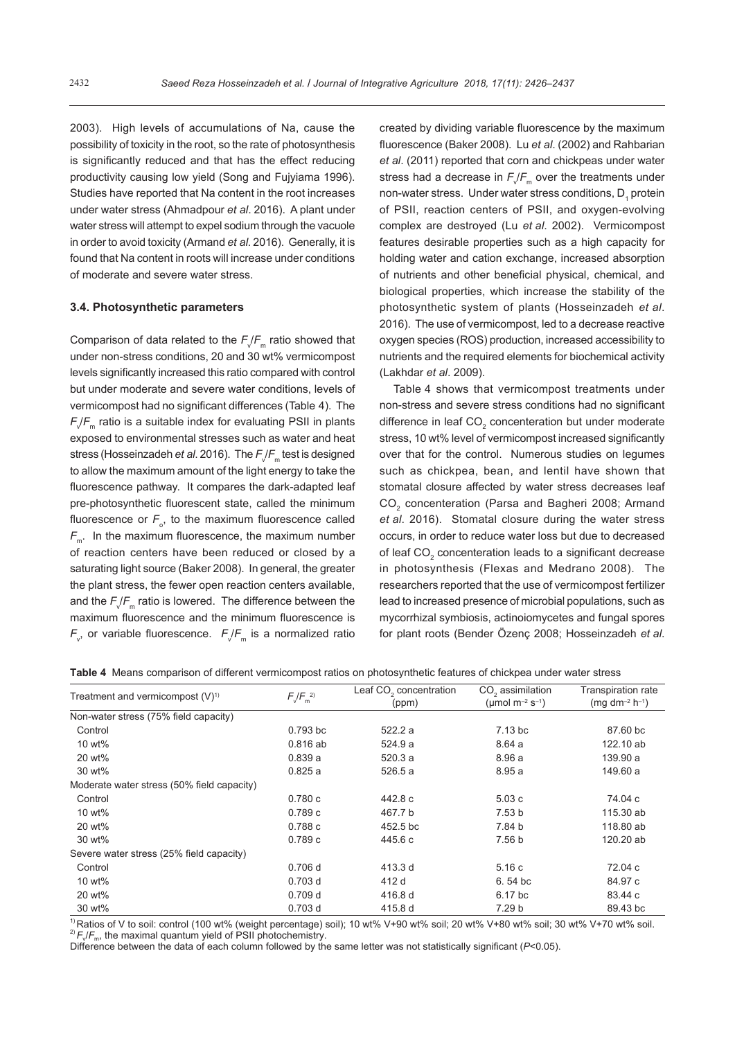2003). High levels of accumulations of Na, cause the possibility of toxicity in the root, so the rate of photosynthesis is significantly reduced and that has the effect reducing productivity causing low yield (Song and Fujyiama 1996). Studies have reported that Na content in the root increases under water stress (Ahmadpour *et al*. 2016). A plant under water stress will attempt to expel sodium through the vacuole in order to avoid toxicity (Armand *et al*. 2016). Generally, it is found that Na content in roots will increase under conditions of moderate and severe water stress.

### 3.4. Photosynthetic parameters

Comparison of data related to the $F_v/F_m$ ratio showed that under non-stress conditions, 20 and 30 wt% vermicompost levels significantly increased this ratio compared with control but under moderate and severe water conditions, levels of vermicompost had no significant differences (Table 4). The $F_v/F_m$ ratio is a suitable index for evaluating PSII in plants exposed to environmental stresses such as water and heat stress (Hosseinzadeh *et al*. 2016). The $F_v/F_m$ test is designed to allow the maximum amount of the light energy to take the fluorescence pathway. It compares the dark-adapted leaf pre-photosynthetic fluorescent state, called the minimum fluorescence or $F_o$, to the maximum fluorescence called $F_m$. In the maximum fluorescence, the maximum number of reaction centers have been reduced or closed by a saturating light source (Baker 2008). In general, the greater the plant stress, the fewer open reaction centers available, and the $F_v/F_m$ ratio is lowered. The difference between the maximum fluorescence and the minimum fluorescence is $F_v$, or variable fluorescence. $F_v/F_m$ is a normalized ratio created by dividing variable fluorescence by the maximum fluorescence (Baker 2008). Lu *et al*. (2002) and Rahbarian *et al*. (2011) reported that corn and chickpeas under water stress had a decrease in $F_v/F_m$ over the treatments under non-water stress. Under water stress conditions, $D_1$ protein of PSII, reaction centers of PSII, and oxygen-evolving complex are destroyed (Lu *et al*. 2002). Vermicompost features desirable properties such as a high capacity for holding water and cation exchange, increased absorption of nutrients and other beneficial physical, chemical, and biological properties, which increase the stability of the photosynthetic system of plants (Hosseinzadeh *et al*. 2016). The use of vermicompost, led to a decrease reactive oxygen species (ROS) production, increased accessibility to nutrients and the required elements for biochemical activity (Lakhdar *et al*. 2009).

Table 4 shows that vermicompost treatments under non-stress and severe stress conditions had no significant difference in leaf $CO_2$ concenteration but under moderate stress, 10 wt% level of vermicompost increased significantly over that for the control. Numerous studies on legumes such as chickpea, bean, and lentil have shown that stomatal closure affected by water stress decreases leaf $CO_2$ concenteration (Parsa and Bagheri 2008; Armand *et al*. 2016). Stomatal closure during the water stress occurs, in order to reduce water loss but due to decreased of leaf $CO_2$ concenteration leads to a significant decrease in photosynthesis (Flexas and Medrano 2008). The researchers reported that the use of vermicompost fertilizer lead to increased presence of microbial populations, such as mycorrhizal symbiosis, actinoiomycetes and fungal spores for plant roots (Bender Özenç 2008; Hosseinzadeh *et al*.

**Table 4** Means comparison of different vermicompost ratios on photosynthetic features of chickpea under water stress

| Treatment and vermicompost (V)[1] | $F_v/F_m$[2] | Leaf $CO_2$ concentration (ppm) | $CO_2$ assimilation (μmol $m^{-2}$ $s^{-1}$) | Transpiration rate (mg $dm^{-2}$ $h^{-1}$) |
|---|---|---|---|---|
| Non-water stress (75% field capacity) | | | | |
| Control | 0.793 bc | 522.2 a | 7.13 bc | 87.60 bc |
| 10 wt% | 0.816 ab | 524.9 a | 8.64 a | 122.10 ab |
| 20 wt% | 0.839 a | 520.3 a | 8.96 a | 139.90 a |
| 30 wt% | 0.825 a | 526.5 a | 8.95 a | 149.60 a |
| Moderate water stress (50% field capacity) | | | | |
| Control | 0.780 c | 442.8 c | 5.03 c | 74.04 c |
| 10 wt% | 0.789 c | 467.7 b | 7.53 b | 115.30 ab |
| 20 wt% | 0.788 c | 452.5 bc | 7.84 b | 118.80 ab |
| 30 wt% | 0.789 c | 445.6 c | 7.56 b | 120.20 ab |
| Severe water stress (25% field capacity) | | | | |
| Control | 0.706 d | 413.3 d | 5.16 c | 72.04 c |
| 10 wt% | 0.703 d | 412 d | 6. 54 bc | 84.97 c |
| 20 wt% | 0.709 d | 416.8 d | 6.17 bc | 83.44 c |
| 30 wt% | 0.703 d | 415.8 d | 7.29 b | 89.43 bc |

[1] Ratios of V to soil: control (100 wt% (weight percentage) soil); 10 wt% V+90 wt% soil; 20 wt% V+80 wt% soil; 30 wt% V+70 wt% soil.
[2] $F_v/F_m$, the maximal quantum yield of PSII photochemistry.
Difference between the data of each column followed by the same letter was not statistically significant ($P$<0.05).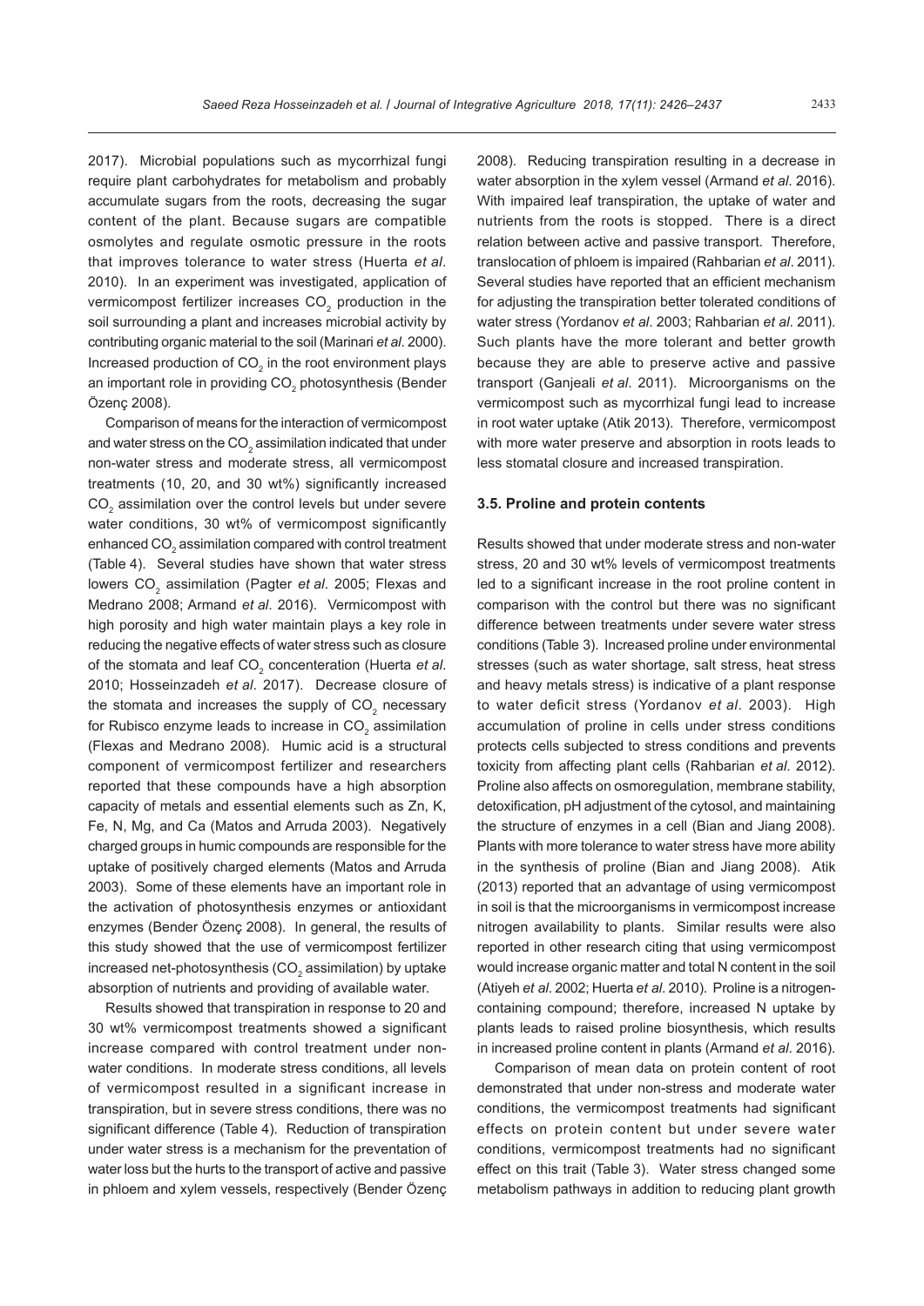2017). Microbial populations such as mycorrhizal fungi require plant carbohydrates for metabolism and probably accumulate sugars from the roots, decreasing the sugar content of the plant. Because sugars are compatible osmolytes and regulate osmotic pressure in the roots that improves tolerance to water stress (Huerta *et al*. 2010). In an experiment was investigated, application of vermicompost fertilizer increases $CO_2$ production in the soil surrounding a plant and increases microbial activity by contributing organic material to the soil (Marinari *et al*. 2000). Increased production of $CO_2$ in the root environment plays an important role in providing $CO_2$ photosynthesis (Bender Özenç 2008).

Comparison of means for the interaction of vermicompost and water stress on the $CO_2$ assimilation indicated that under non-water stress and moderate stress, all vermicompost treatments (10, 20, and 30 wt%) significantly increased $CO_2$ assimilation over the control levels but under severe water conditions, 30 wt% of vermicompost significantly enhanced $CO_2$ assimilation compared with control treatment (Table 4). Several studies have shown that water stress lowers $CO_2$ assimilation (Pagter *et al*. 2005; Flexas and Medrano 2008; Armand *et al*. 2016). Vermicompost with high porosity and high water maintain plays a key role in reducing the negative effects of water stress such as closure of the stomata and leaf $CO_2$ concenteration (Huerta *et al*. 2010; Hosseinzadeh *et al*. 2017). Decrease closure of the stomata and increases the supply of $CO_2$ necessary for Rubisco enzyme leads to increase in $CO_2$ assimilation (Flexas and Medrano 2008). Humic acid is a structural component of vermicompost fertilizer and researchers reported that these compounds have a high absorption capacity of metals and essential elements such as Zn, K, Fe, N, Mg, and Ca (Matos and Arruda 2003). Negatively charged groups in humic compounds are responsible for the uptake of positively charged elements (Matos and Arruda 2003). Some of these elements have an important role in the activation of photosynthesis enzymes or antioxidant enzymes (Bender Özenç 2008). In general, the results of this study showed that the use of vermicompost fertilizer increased net-photosynthesis ($CO_2$ assimilation) by uptake absorption of nutrients and providing of available water.

Results showed that transpiration in response to 20 and 30 wt% vermicompost treatments showed a significant increase compared with control treatment under non-water conditions. In moderate stress conditions, all levels of vermicompost resulted in a significant increase in transpiration, but in severe stress conditions, there was no significant difference (Table 4). Reduction of transpiration under water stress is a mechanism for the preventation of water loss but the hurts to the transport of active and passive in phloem and xylem vessels, respectively (Bender Özenç 2008). Reducing transpiration resulting in a decrease in water absorption in the xylem vessel (Armand *et al*. 2016). With impaired leaf transpiration, the uptake of water and nutrients from the roots is stopped. There is a direct relation between active and passive transport. Therefore, translocation of phloem is impaired (Rahbarian *et al*. 2011). Several studies have reported that an efficient mechanism for adjusting the transpiration better tolerated conditions of water stress (Yordanov *et al*. 2003; Rahbarian *et al*. 2011). Such plants have the more tolerant and better growth because they are able to preserve active and passive transport (Ganjeali *et al*. 2011). Microorganisms on the vermicompost such as mycorrhizal fungi lead to increase in root water uptake (Atik 2013). Therefore, vermicompost with more water preserve and absorption in roots leads to less stomatal closure and increased transpiration.

### 3.5. Proline and protein contents

Results showed that under moderate stress and non-water stress, 20 and 30 wt% levels of vermicompost treatments led to a significant increase in the root proline content in comparison with the control but there was no significant difference between treatments under severe water stress conditions (Table 3). Increased proline under environmental stresses (such as water shortage, salt stress, heat stress and heavy metals stress) is indicative of a plant response to water deficit stress (Yordanov *et al*. 2003). High accumulation of proline in cells under stress conditions protects cells subjected to stress conditions and prevents toxicity from affecting plant cells (Rahbarian *et al*. 2012). Proline also affects on osmoregulation, membrane stability, detoxification, pH adjustment of the cytosol, and maintaining the structure of enzymes in a cell (Bian and Jiang 2008). Plants with more tolerance to water stress have more ability in the synthesis of proline (Bian and Jiang 2008). Atik (2013) reported that an advantage of using vermicompost in soil is that the microorganisms in vermicompost increase nitrogen availability to plants. Similar results were also reported in other research citing that using vermicompost would increase organic matter and total N content in the soil (Atiyeh *et al*. 2002; Huerta *et al*. 2010). Proline is a nitrogen-containing compound; therefore, increased N uptake by plants leads to raised proline biosynthesis, which results in increased proline content in plants (Armand *et al*. 2016).

Comparison of mean data on protein content of root demonstrated that under non-stress and moderate water conditions, the vermicompost treatments had significant effects on protein content but under severe water conditions, vermicompost treatments had no significant effect on this trait (Table 3). Water stress changed some metabolism pathways in addition to reducing plant growth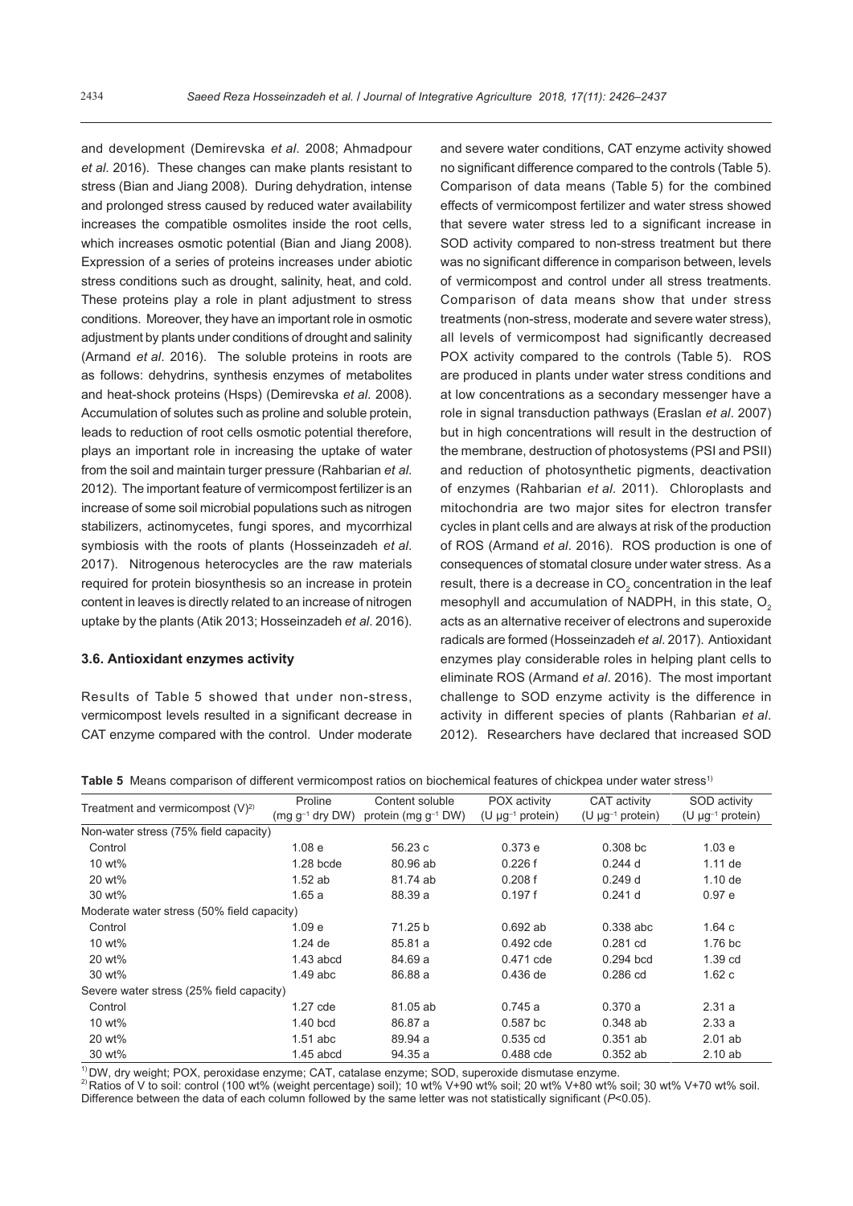and development (Demirevska *et al*. 2008; Ahmadpour *et al*. 2016). These changes can make plants resistant to stress (Bian and Jiang 2008). During dehydration, intense and prolonged stress caused by reduced water availability increases the compatible osmolites inside the root cells, which increases osmotic potential (Bian and Jiang 2008). Expression of a series of proteins increases under abiotic stress conditions such as drought, salinity, heat, and cold. These proteins play a role in plant adjustment to stress conditions. Moreover, they have an important role in osmotic adjustment by plants under conditions of drought and salinity (Armand *et al*. 2016). The soluble proteins in roots are as follows: dehydrins, synthesis enzymes of metabolites and heat-shock proteins (Hsps) (Demirevska *et al*. 2008). Accumulation of solutes such as proline and soluble protein, leads to reduction of root cells osmotic potential therefore, plays an important role in increasing the uptake of water from the soil and maintain turger pressure (Rahbarian *et al*. 2012). The important feature of vermicompost fertilizer is an increase of some soil microbial populations such as nitrogen stabilizers, actinomycetes, fungi spores, and mycorrhizal symbiosis with the roots of plants (Hosseinzadeh *et al*. 2017). Nitrogenous heterocycles are the raw materials required for protein biosynthesis so an increase in protein content in leaves is directly related to an increase of nitrogen uptake by the plants (Atik 2013; Hosseinzadeh *et al*. 2016).

### 3.6. Antioxidant enzymes activity

Results of Table 5 showed that under non-stress, vermicompost levels resulted in a significant decrease in CAT enzyme compared with the control. Under moderate and severe water conditions, CAT enzyme activity showed no significant difference compared to the controls (Table 5). Comparison of data means (Table 5) for the combined effects of vermicompost fertilizer and water stress showed that severe water stress led to a significant increase in SOD activity compared to non-stress treatment but there was no significant difference in comparison between, levels of vermicompost and control under all stress treatments. Comparison of data means show that under stress treatments (non-stress, moderate and severe water stress), all levels of vermicompost had significantly decreased POX activity compared to the controls (Table 5). ROS are produced in plants under water stress conditions and at low concentrations as a secondary messenger have a role in signal transduction pathways (Eraslan *et al*. 2007) but in high concentrations will result in the destruction of the membrane, destruction of photosystems (PSI and PSII) and reduction of photosynthetic pigments, deactivation of enzymes (Rahbarian *et al*. 2011). Chloroplasts and mitochondria are two major sites for electron transfer cycles in plant cells and are always at risk of the production of ROS (Armand *et al*. 2016). ROS production is one of consequences of stomatal closure under water stress. As a result, there is a decrease in $CO_2$ concentration in the leaf mesophyll and accumulation of NADPH, in this state, $O_2$ acts as an alternative receiver of electrons and superoxide radicals are formed (Hosseinzadeh *et al*. 2017). Antioxidant enzymes play considerable roles in helping plant cells to eliminate ROS (Armand *et al*. 2016). The most important challenge to SOD enzyme activity is the difference in activity in different species of plants (Rahbarian *et al*. 2012). Researchers have declared that increased SOD

**Table 5** Means comparison of different vermicompost ratios on biochemical features of chickpea under water stress[1)]

| Treatment and vermicompost (V)[2)] | Proline (mg $g^{-1}$ dry DW) | Content soluble protein (mg $g^{-1}$ DW) | POX activity (U $\mu g^{-1}$ protein) | CAT activity (U $\mu g^{-1}$ protein) | SOD activity (U $\mu g^{-1}$ protein) |
|---|---|---|---|---|---|
| Non-water stress (75% field capacity) | | | | | |
| Control | 1.08 e | 56.23 c | 0.373 e | 0.308 bc | 1.03 e |
| 10 wt% | 1.28 bcde | 80.96 ab | 0.226 f | 0.244 d | 1.11 de |
| 20 wt% | 1.52 ab | 81.74 ab | 0.208 f | 0.249 d | 1.10 de |
| 30 wt% | 1.65 a | 88.39 a | 0.197 f | 0.241 d | 0.97 e |
| Moderate water stress (50% field capacity) | | | | | |
| Control | 1.09 e | 71.25 b | 0.692 ab | 0.338 abc | 1.64 c |
| 10 wt% | 1.24 de | 85.81 a | 0.492 cde | 0.281 cd | 1.76 bc |
| 20 wt% | 1.43 abcd | 84.69 a | 0.471 cde | 0.294 bcd | 1.39 cd |
| 30 wt% | 1.49 abc | 86.88 a | 0.436 de | 0.286 cd | 1.62 c |
| Severe water stress (25% field capacity) | | | | | |
| Control | 1.27 cde | 81.05 ab | 0.745 a | 0.370 a | 2.31 a |
| 10 wt% | 1.40 bcd | 86.87 a | 0.587 bc | 0.348 ab | 2.33 a |
| 20 wt% | 1.51 abc | 89.94 a | 0.535 cd | 0.351 ab | 2.01 ab |
| 30 wt% | 1.45 abcd | 94.35 a | 0.488 cde | 0.352 ab | 2.10 ab |

[1)] DW, dry weight; POX, peroxidase enzyme; CAT, catalase enzyme; SOD, superoxide dismutase enzyme.
[2)] Ratios of V to soil: control (100 wt% (weight percentage) soil); 10 wt% V+90 wt% soil; 20 wt% V+80 wt% soil; 30 wt% V+70 wt% soil. Difference between the data of each column followed by the same letter was not statistically significant ($P<0.05$).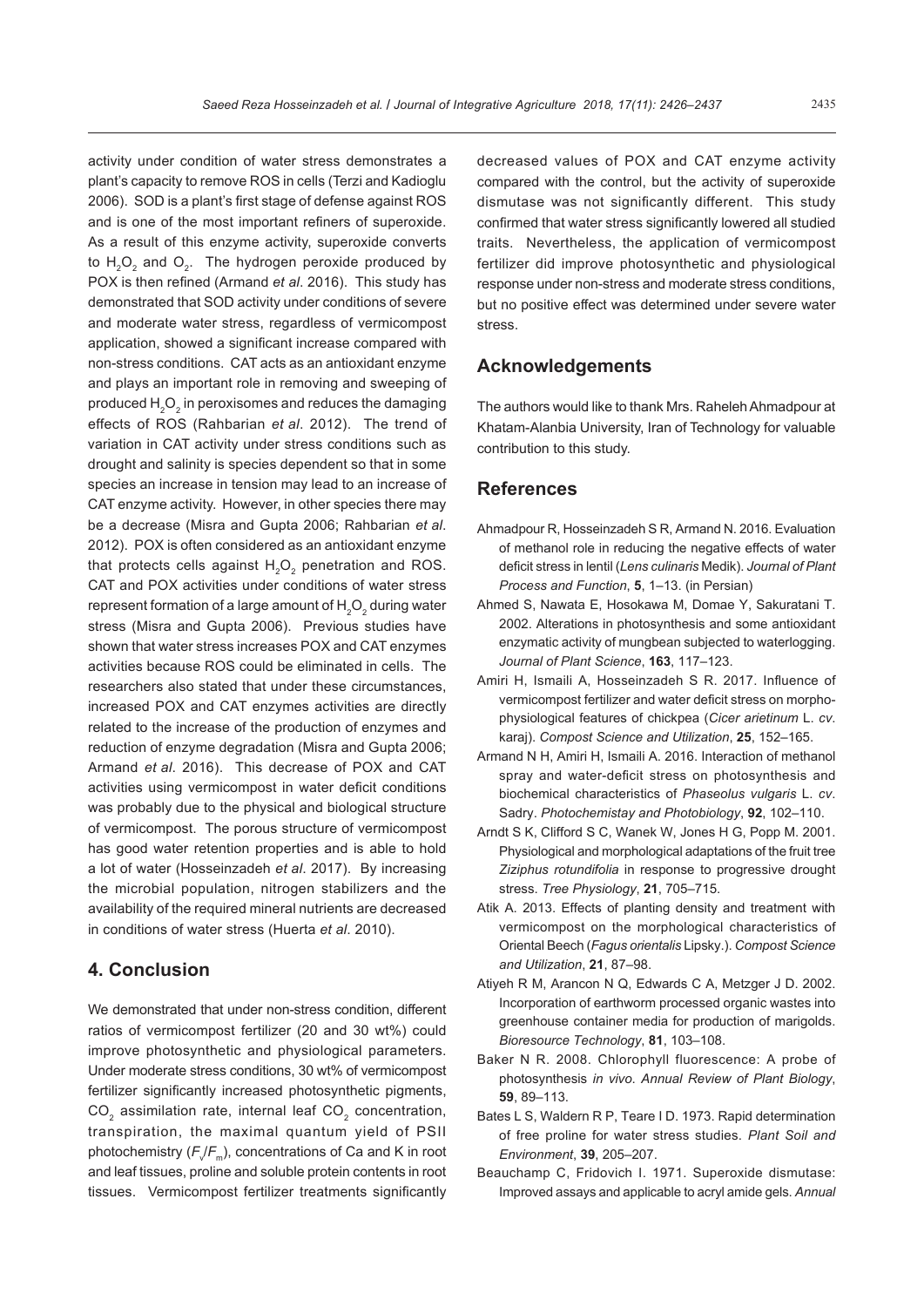activity under condition of water stress demonstrates a plant's capacity to remove ROS in cells (Terzi and Kadioglu 2006). SOD is a plant's first stage of defense against ROS and is one of the most important refiners of superoxide. As a result of this enzyme activity, superoxide converts to $H_2O_2$ and $O_2$. The hydrogen peroxide produced by POX is then refined (Armand *et al*. 2016). This study has demonstrated that SOD activity under conditions of severe and moderate water stress, regardless of vermicompost application, showed a significant increase compared with non-stress conditions. CAT acts as an antioxidant enzyme and plays an important role in removing and sweeping of produced $H_2O_2$ in peroxisomes and reduces the damaging effects of ROS (Rahbarian *et al*. 2012). The trend of variation in CAT activity under stress conditions such as drought and salinity is species dependent so that in some species an increase in tension may lead to an increase of CAT enzyme activity. However, in other species there may be a decrease (Misra and Gupta 2006; Rahbarian *et al*. 2012). POX is often considered as an antioxidant enzyme that protects cells against $H_2O_2$ penetration and ROS. CAT and POX activities under conditions of water stress represent formation of a large amount of $H_2O_2$ during water stress (Misra and Gupta 2006). Previous studies have shown that water stress increases POX and CAT enzymes activities because ROS could be eliminated in cells. The researchers also stated that under these circumstances, increased POX and CAT enzymes activities are directly related to the increase of the production of enzymes and reduction of enzyme degradation (Misra and Gupta 2006; Armand *et al*. 2016). This decrease of POX and CAT activities using vermicompost in water deficit conditions was probably due to the physical and biological structure of vermicompost. The porous structure of vermicompost has good water retention properties and is able to hold a lot of water (Hosseinzadeh *et al*. 2017). By increasing the microbial population, nitrogen stabilizers and the availability of the required mineral nutrients are decreased in conditions of water stress (Huerta *et al*. 2010).

## 4. Conclusion

We demonstrated that under non-stress condition, different ratios of vermicompost fertilizer (20 and 30 wt%) could improve photosynthetic and physiological parameters. Under moderate stress conditions, 30 wt% of vermicompost fertilizer significantly increased photosynthetic pigments, $CO_2$ assimilation rate, internal leaf $CO_2$ concentration, transpiration, the maximal quantum yield of PSII photochemistry ($F_v/F_m$), concentrations of Ca and K in root and leaf tissues, proline and soluble protein contents in root tissues. Vermicompost fertilizer treatments significantly decreased values of POX and CAT enzyme activity compared with the control, but the activity of superoxide dismutase was not significantly different. This study confirmed that water stress significantly lowered all studied traits. Nevertheless, the application of vermicompost fertilizer did improve photosynthetic and physiological response under non-stress and moderate stress conditions, but no positive effect was determined under severe water stress.

## Acknowledgements

The authors would like to thank Mrs. Raheleh Ahmadpour at Khatam-Alanbia University, Iran of Technology for valuable contribution to this study.

## References

Ahmadpour R, Hosseinzadeh S R, Armand N. 2016. Evaluation of methanol role in reducing the negative effects of water deficit stress in lentil (*Lens culinaris* Medik). *Journal of Plant Process and Function*, **5**, 1–13. (in Persian)

Ahmed S, Nawata E, Hosokawa M, Domae Y, Sakuratani T. 2002. Alterations in photosynthesis and some antioxidant enzymatic activity of mungbean subjected to waterlogging. *Journal of Plant Science*, **163**, 117–123.

Amiri H, Ismaili A, Hosseinzadeh S R. 2017. Influence of vermicompost fertilizer and water deficit stress on morpho-physiological features of chickpea (*Cicer arietinum* L. *cv*. karaj). *Compost Science and Utilization*, **25**, 152–165.

Armand N H, Amiri H, Ismaili A. 2016. Interaction of methanol spray and water-deficit stress on photosynthesis and biochemical characteristics of *Phaseolus vulgaris* L. *cv*. Sadry. *Photochemistay and Photobiology*, **92**, 102–110.

Arndt S K, Clifford S C, Wanek W, Jones H G, Popp M. 2001. Physiological and morphological adaptations of the fruit tree *Ziziphus rotundifolia* in response to progressive drought stress. *Tree Physiology*, **21**, 705–715.

Atik A. 2013. Effects of planting density and treatment with vermicompost on the morphological characteristics of Oriental Beech (*Fagus orientalis* Lipsky.). *Compost Science and Utilization*, **21**, 87–98.

Atiyeh R M, Arancon N Q, Edwards C A, Metzger J D. 2002. Incorporation of earthworm processed organic wastes into greenhouse container media for production of marigolds. *Bioresource Technology*, **81**, 103–108.

Baker N R. 2008. Chlorophyll fluorescence: A probe of photosynthesis *in vivo*. *Annual Review of Plant Biology*, **59**, 89–113.

Bates L S, Waldern R P, Teare I D. 1973. Rapid determination of free proline for water stress studies. *Plant Soil and Environment*, **39**, 205–207.

Beauchamp C, Fridovich I. 1971. Superoxide dismutase: Improved assays and applicable to acryl amide gels. *Annual*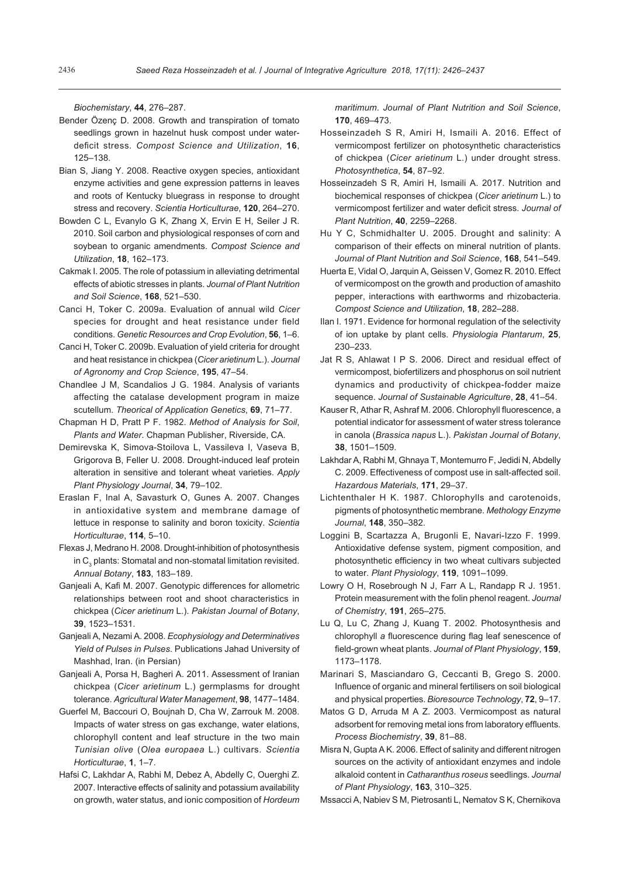*Biochemistary*, **44**, 276–287.

Bender Özenç D. 2008. Growth and transpiration of tomato seedlings grown in hazelnut husk compost under water-deficit stress. *Compost Science and Utilization*, **16**, 125–138.

Bian S, Jiang Y. 2008. Reactive oxygen species, antioxidant enzyme activities and gene expression patterns in leaves and roots of Kentucky bluegrass in response to drought stress and recovery. *Scientia Horticulturae*, **120**, 264–270.

Bowden C L, Evanylo G K, Zhang X, Ervin E H, Seiler J R. 2010. Soil carbon and physiological responses of corn and soybean to organic amendments. *Compost Science and Utilization*, **18**, 162–173.

Cakmak I. 2005. The role of potassium in alleviating detrimental effects of abiotic stresses in plants. *Journal of Plant Nutrition and Soil Science*, **168**, 521–530.

Canci H, Toker C. 2009a. Evaluation of annual wild *Cicer* species for drought and heat resistance under field conditions. *Genetic Resources and Crop Evolution*, **56**, 1–6.

Canci H, Toker C. 2009b. Evaluation of yield criteria for drought and heat resistance in chickpea (*Cicer arietinum* L.). *Journal of Agronomy and Crop Science*, **195**, 47–54.

Chandlee J M, Scandalios J G. 1984. Analysis of variants affecting the catalase development program in maize scutellum. *Theorical of Application Genetics*, **69**, 71–77.

Chapman H D, Pratt P F. 1982. *Method of Analysis for Soil, Plants and Water*. Chapman Publisher, Riverside, CA.

Demirevska K, Simova-Stoilova L, Vassileva I, Vaseva B, Grigorova B, Feller U. 2008. Drought-induced leaf protein alteration in sensitive and tolerant wheat varieties. *Apply Plant Physiology Journal*, **34**, 79–102.

Eraslan F, Inal A, Savasturk O, Gunes A. 2007. Changes in antioxidative system and membrane damage of lettuce in response to salinity and boron toxicity. *Scientia Horticulturae*, **114**, 5–10.

Flexas J, Medrano H. 2008. Drought-inhibition of photosynthesis in $C_3$ plants: Stomatal and non-stomatal limitation revisited. *Annual Botany*, **183**, 183–189.

Ganjeali A, Kafi M. 2007. Genotypic differences for allometric relationships between root and shoot characteristics in chickpea (*Cicer arietinum* L.). *Pakistan Journal of Botany*, **39**, 1523–1531.

Ganjeali A, Nezami A. 2008. *Ecophysiology and Determinatives Yield of Pulses in Pulses*. Publications Jahad University of Mashhad, Iran. (in Persian)

Ganjeali A, Porsa H, Bagheri A. 2011. Assessment of Iranian chickpea (*Cicer arietinum* L.) germplasms for drought tolerance. *Agricultural Water Management*, **98**, 1477–1484.

Guerfel M, Baccouri O, Boujnah D, Cha W, Zarrouk M. 2008. Impacts of water stress on gas exchange, water elations, chlorophyll content and leaf structure in the two main *Tunisian olive* (*Olea europaea* L.) cultivars. *Scientia Horticulturae*, **1**, 1–7.

Hafsi C, Lakhdar A, Rabhi M, Debez A, Abdelly C, Ouerghi Z. 2007. Interactive effects of salinity and potassium availability on growth, water status, and ionic composition of *Hordeum maritimum*. *Journal of Plant Nutrition and Soil Science*, **170**, 469–473.

Hosseinzadeh S R, Amiri H, Ismaili A. 2016. Effect of vermicompost fertilizer on photosynthetic characteristics of chickpea (*Cicer arietinum* L.) under drought stress. *Photosynthetica*, **54**, 87–92.

Hosseinzadeh S R, Amiri H, Ismaili A. 2017. Nutrition and biochemical responses of chickpea (*Cicer arietinum* L.) to vermicompost fertilizer and water deficit stress. *Journal of Plant Nutrition*, **40**, 2259–2268.

Hu Y C, Schmidhalter U. 2005. Drought and salinity: A comparison of their effects on mineral nutrition of plants. *Journal of Plant Nutrition and Soil Science*, **168**, 541–549.

Huerta E, Vidal O, Jarquin A, Geissen V, Gomez R. 2010. Effect of vermicompost on the growth and production of amashito pepper, interactions with earthworms and rhizobacteria. *Compost Science and Utilization*, **18**, 282–288.

Ilan I. 1971. Evidence for hormonal regulation of the selectivity of ion uptake by plant cells. *Physiologia Plantarum*, **25**, 230–233.

Jat R S, Ahlawat I P S. 2006. Direct and residual effect of vermicompost, biofertilizers and phosphorus on soil nutrient dynamics and productivity of chickpea-fodder maize sequence. *Journal of Sustainable Agriculture*, **28**, 41–54.

Kauser R, Athar R, Ashraf M. 2006. Chlorophyll fluorescence, a potential indicator for assessment of water stress tolerance in canola (*Brassica napus* L.). *Pakistan Journal of Botany*, **38**, 1501–1509.

Lakhdar A, Rabhi M, Ghnaya T, Montemurro F, Jedidi N, Abdelly C. 2009. Effectiveness of compost use in salt-affected soil. *Hazardous Materials*, **171**, 29–37.

Lichtenthaler H K. 1987. Chlorophylls and carotenoids, pigments of photosynthetic membrane. *Methology Enzyme Journal*, **148**, 350–382.

Loggini B, Scartazza A, Brugonli E, Navari-Izzo F. 1999. Antioxidative defense system, pigment composition, and photosynthetic efficiency in two wheat cultivars subjected to water. *Plant Physiology*, **119**, 1091–1099.

Lowry O H, Rosebrough N J, Farr A L, Randapp R J. 1951. Protein measurement with the folin phenol reagent. *Journal of Chemistry*, **191**, 265–275.

Lu Q, Lu C, Zhang J, Kuang T. 2002. Photosynthesis and chlorophyll *a* fluorescence during flag leaf senescence of field-grown wheat plants. *Journal of Plant Physiology*, **159**, 1173–1178.

Marinari S, Masciandaro G, Ceccanti B, Grego S. 2000. Influence of organic and mineral fertilisers on soil biological and physical properties. *Bioresource Technology*, **72**, 9–17.

Matos G D, Arruda M A Z. 2003. Vermicompost as natural adsorbent for removing metal ions from laboratory effluents. *Process Biochemistry*, **39**, 81–88.

Misra N, Gupta A K. 2006. Effect of salinity and different nitrogen sources on the activity of antioxidant enzymes and indole alkaloid content in *Catharanthus roseus* seedlings. *Journal of Plant Physiology*, **163**, 310–325.

Mssacci A, Nabiev S M, Pietrosanti L, Nematov S K, Chernikova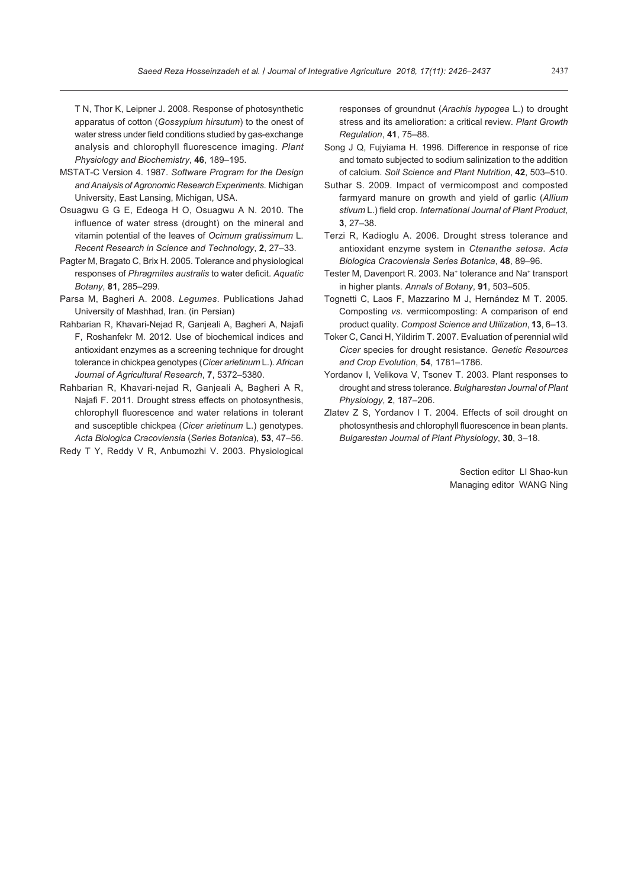T N, Thor K, Leipner J. 2008. Response of photosynthetic apparatus of cotton (*Gossypium hirsutum*) to the onest of water stress under field conditions studied by gas-exchange analysis and chlorophyll fluorescence imaging. *Plant Physiology and Biochemistry*, **46**, 189–195.

MSTAT-C Version 4. 1987. *Software Program for the Design and Analysis of Agronomic Research Experiments*. Michigan University, East Lansing, Michigan, USA.

Osuagwu G G E, Edeoga H O, Osuagwu A N. 2010. The influence of water stress (drought) on the mineral and vitamin potential of the leaves of *Ocimum gratissimum* L. *Recent Research in Science and Technology*, **2**, 27–33.

Pagter M, Bragato C, Brix H. 2005. Tolerance and physiological responses of *Phragmites australis* to water deficit. *Aquatic Botany*, **81**, 285–299.

Parsa M, Bagheri A. 2008. *Legumes*. Publications Jahad University of Mashhad, Iran. (in Persian)

Rahbarian R, Khavari-Nejad R, Ganjeali A, Bagheri A, Najafi F, Roshanfekr M. 2012. Use of biochemical indices and antioxidant enzymes as a screening technique for drought tolerance in chickpea genotypes (*Cicer arietinum* L.). *African Journal of Agricultural Research*, **7**, 5372–5380.

Rahbarian R, Khavari-nejad R, Ganjeali A, Bagheri A R, Najafi F. 2011. Drought stress effects on photosynthesis, chlorophyll fluorescence and water relations in tolerant and susceptible chickpea (*Cicer arietinum* L.) genotypes. *Acta Biologica Cracoviensia* (*Series Botanica*), **53**, 47–56.

Redy T Y, Reddy V R, Anbumozhi V. 2003. Physiological responses of groundnut (*Arachis hypogea* L.) to drought stress and its amelioration: a critical review. *Plant Growth Regulation*, **41**, 75–88.

Song J Q, Fujyiama H. 1996. Difference in response of rice and tomato subjected to sodium salinization to the addition of calcium. *Soil Science and Plant Nutrition*, **42**, 503–510.

Suthar S. 2009. Impact of vermicompost and composted farmyard manure on growth and yield of garlic (*Allium stivum* L.) field crop. *International Journal of Plant Product*, **3**, 27–38.

Terzi R, Kadioglu A. 2006. Drought stress tolerance and antioxidant enzyme system in *Ctenanthe setosa*. *Acta Biologica Cracoviensia Series Botanica*, **48**, 89–96.

Tester M, Davenport R. 2003. $Na^+$ tolerance and $Na^+$ transport in higher plants. *Annals of Botany*, **91**, 503–505.

Tognetti C, Laos F, Mazzarino M J, Hernández M T. 2005. Composting *vs*. vermicomposting: A comparison of end product quality. *Compost Science and Utilization*, **13**, 6–13.

Toker C, Canci H, Yildirim T. 2007. Evaluation of perennial wild *Cicer* species for drought resistance. *Genetic Resources and Crop Evolution*, **54**, 1781–1786.

Yordanov I, Velikova V, Tsonev T. 2003. Plant responses to drought and stress tolerance. *Bulgharestan Journal of Plant Physiology*, **2**, 187–206.

Zlatev Z S, Yordanov I T. 2004. Effects of soil drought on photosynthesis and chlorophyll fluorescence in bean plants. *Bulgarestan Journal of Plant Physiology*, **30**, 3–18.

Section editor LI Shao-kun
Managing editor WANG Ning